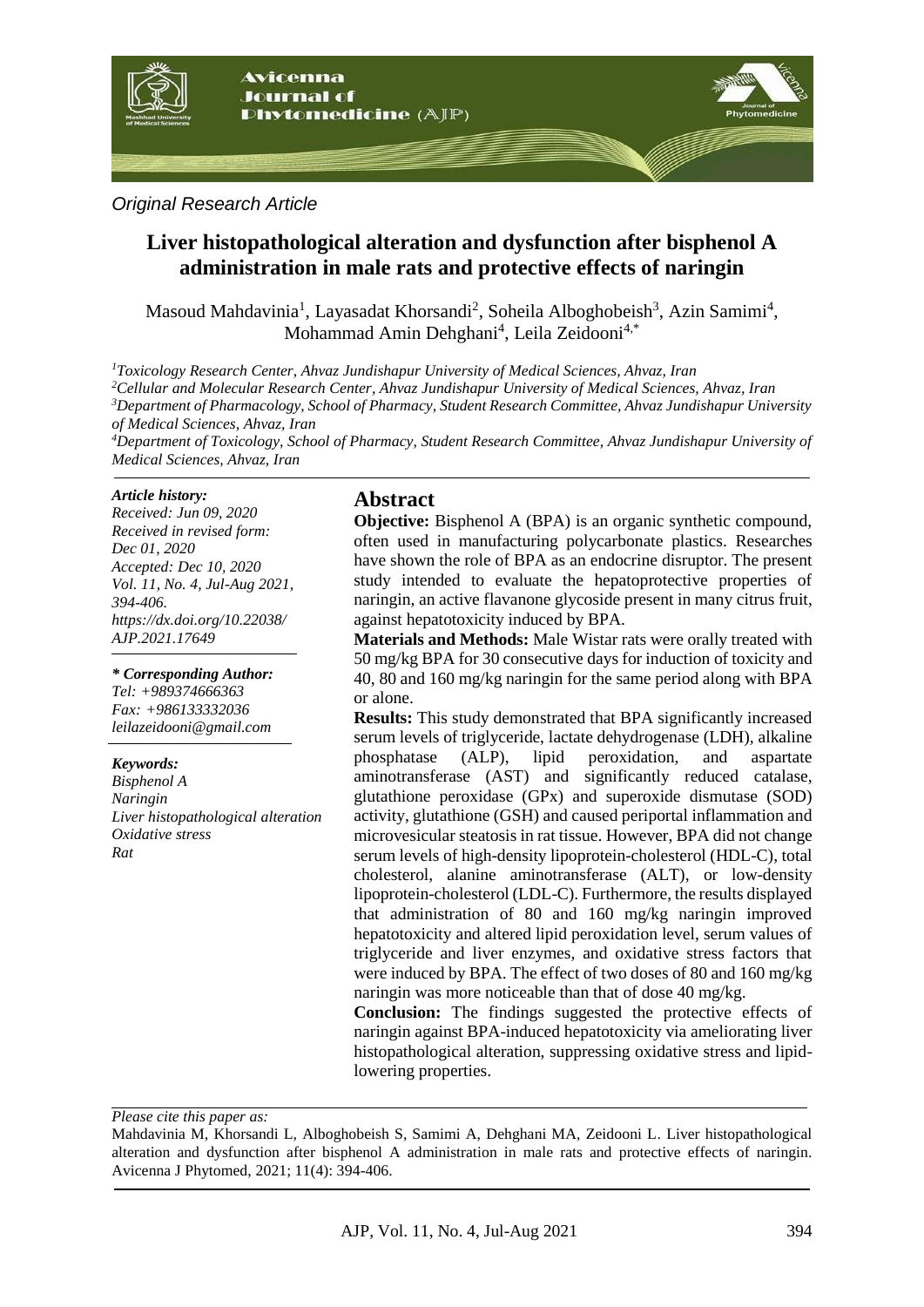*Original Research Article*

# Liver histopathological alteration and dysfunction after bisphenol A administration in male rats and protective effects of naringin

Masoud Mahdavinia[1], Layasadat Khorsandi[2], Soheila Alboghobeish[3], Azin Samimi[4], Mohammad Amin Dehghani[4], Leila Zeidooni[4,*]

[1]*Toxicology Research Center, Ahvaz Jundishapur University of Medical Sciences, Ahvaz, Iran*
[2]*Cellular and Molecular Research Center, Ahvaz Jundishapur University of Medical Sciences, Ahvaz, Iran*
[3]*Department of Pharmacology, School of Pharmacy, Student Research Committee, Ahvaz Jundishapur University of Medical Sciences, Ahvaz, Iran*
[4]*Department of Toxicology, School of Pharmacy, Student Research Committee, Ahvaz Jundishapur University of Medical Sciences, Ahvaz, Iran*

***Article history:***
*Received: Jun 09, 2020*
*Received in revised form: Dec 01, 2020*
*Accepted: Dec 10, 2020*
*Vol. 11, No. 4, Jul-Aug 2021, 394-406.*
*https://dx.doi.org/10.22038/AJP.2021.17649*

***\* Corresponding Author:***
*Tel: +989374666363*
*Fax: +986133332036*
*leilazeidooni@gmail.com*

***Keywords:***
*Bisphenol A*
*Naringin*
*Liver histopathological alteration*
*Oxidative stress*
*Rat*

## Abstract

**Objective:** Bisphenol A (BPA) is an organic synthetic compound, often used in manufacturing polycarbonate plastics. Researches have shown the role of BPA as an endocrine disruptor. The present study intended to evaluate the hepatoprotective properties of naringin, an active flavanone glycoside present in many citrus fruit, against hepatotoxicity induced by BPA.

**Materials and Methods:** Male Wistar rats were orally treated with 50 mg/kg BPA for 30 consecutive days for induction of toxicity and 40, 80 and 160 mg/kg naringin for the same period along with BPA or alone.

**Results:** This study demonstrated that BPA significantly increased serum levels of triglyceride, lactate dehydrogenase (LDH), alkaline phosphatase (ALP), lipid peroxidation, and aspartate aminotransferase (AST) and significantly reduced catalase, glutathione peroxidase (GPx) and superoxide dismutase (SOD) activity, glutathione (GSH) and caused periportal inflammation and microvesicular steatosis in rat tissue. However, BPA did not change serum levels of high-density lipoprotein-cholesterol (HDL-C), total cholesterol, alanine aminotransferase (ALT), or low-density lipoprotein-cholesterol (LDL-C). Furthermore, the results displayed that administration of 80 and 160 mg/kg naringin improved hepatotoxicity and altered lipid peroxidation level, serum values of triglyceride and liver enzymes, and oxidative stress factors that were induced by BPA. The effect of two doses of 80 and 160 mg/kg naringin was more noticeable than that of dose 40 mg/kg.

**Conclusion:** The findings suggested the protective effects of naringin against BPA-induced hepatotoxicity via ameliorating liver histopathological alteration, suppressing oxidative stress and lipid-lowering properties.

*Please cite this paper as:*

Mahdavinia M, Khorsandi L, Alboghobeish S, Samimi A, Dehghani MA, Zeidooni L. Liver histopathological alteration and dysfunction after bisphenol A administration in male rats and protective effects of naringin. Avicenna J Phytomed, 2021; 11(4): 394-406.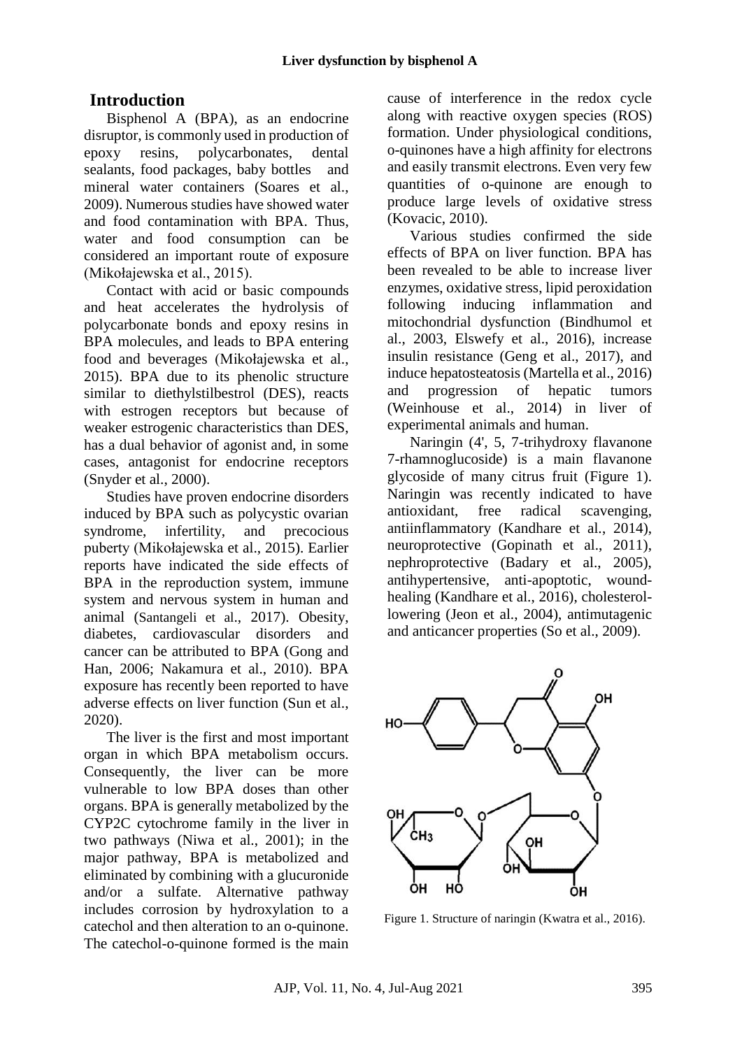## Introduction

Bisphenol A (BPA), as an endocrine disruptor, is commonly used in production of epoxy resins, polycarbonates, dental sealants, food packages, baby bottles and mineral water containers (Soares et al., 2009). Numerous studies have showed water and food contamination with BPA. Thus, water and food consumption can be considered an important route of exposure (Mikołajewska et al., 2015).

Contact with acid or basic compounds and heat accelerates the hydrolysis of polycarbonate bonds and epoxy resins in BPA molecules, and leads to BPA entering food and beverages (Mikołajewska et al., 2015). BPA due to its phenolic structure similar to diethylstilbestrol (DES), reacts with estrogen receptors but because of weaker estrogenic characteristics than DES, has a dual behavior of agonist and, in some cases, antagonist for endocrine receptors (Snyder et al., 2000).

Studies have proven endocrine disorders induced by BPA such as polycystic ovarian syndrome, infertility, and precocious puberty (Mikołajewska et al., 2015). Earlier reports have indicated the side effects of BPA in the reproduction system, immune system and nervous system in human and animal (Santangeli et al., 2017). Obesity, diabetes, cardiovascular disorders and cancer can be attributed to BPA (Gong and Han, 2006; Nakamura et al., 2010). BPA exposure has recently been reported to have adverse effects on liver function (Sun et al., 2020).

The liver is the first and most important organ in which BPA metabolism occurs. Consequently, the liver can be more vulnerable to low BPA doses than other organs. BPA is generally metabolized by the CYP2C cytochrome family in the liver in two pathways (Niwa et al., 2001); in the major pathway, BPA is metabolized and eliminated by combining with a glucuronide and/or a sulfate. Alternative pathway includes corrosion by hydroxylation to a catechol and then alteration to an o-quinone. The catechol-o-quinone formed is the main cause of interference in the redox cycle along with reactive oxygen species (ROS) formation. Under physiological conditions, o-quinones have a high affinity for electrons and easily transmit electrons. Even very few quantities of o-quinone are enough to produce large levels of oxidative stress (Kovacic, 2010).

Various studies confirmed the side effects of BPA on liver function. BPA has been revealed to be able to increase liver enzymes, oxidative stress, lipid peroxidation following inducing inflammation and mitochondrial dysfunction (Bindhumol et al., 2003, Elswefy et al., 2016), increase insulin resistance (Geng et al., 2017), and induce hepatosteatosis (Martella et al., 2016) and progression of hepatic tumors (Weinhouse et al., 2014) in liver of experimental animals and human.

Naringin (4', 5, 7-trihydroxy flavanone 7-rhamnoglucoside) is a main flavanone glycoside of many citrus fruit (Figure 1). Naringin was recently indicated to have antioxidant, free radical scavenging, antiinflammatory (Kandhare et al., 2014), neuroprotective (Gopinath et al., 2011), nephroprotective (Badary et al., 2005), antihypertensive, anti-apoptotic, wound-healing (Kandhare et al., 2016), cholesterol-lowering (Jeon et al., 2004), antimutagenic and anticancer properties (So et al., 2009).

Figure 1. Structure of naringin (Kwatra et al., 2016).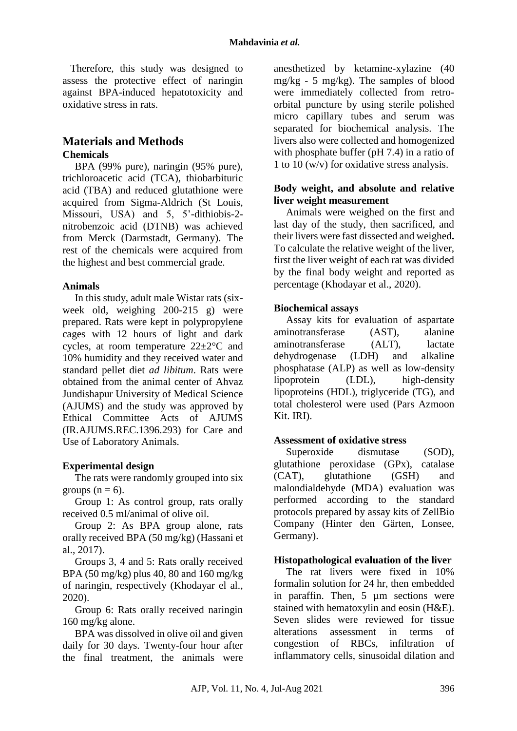Therefore, this study was designed to assess the protective effect of naringin against BPA-induced hepatotoxicity and oxidative stress in rats.

## Materials and Methods

### Chemicals

BPA (99% pure), naringin (95% pure), trichloroacetic acid (TCA), thiobarbituric acid (TBA) and reduced glutathione were acquired from Sigma-Aldrich (St Louis, Missouri, USA) and 5, 5'-dithiobis-2-nitrobenzoic acid (DTNB) was achieved from Merck (Darmstadt, Germany). The rest of the chemicals were acquired from the highest and best commercial grade.

### Animals

In this study, adult male Wistar rats (six-week old, weighing 200-215 g) were prepared. Rats were kept in polypropylene cages with 12 hours of light and dark cycles, at room temperature 22±2°C and 10% humidity and they received water and standard pellet diet *ad libitum*. Rats were obtained from the animal center of Ahvaz Jundishapur University of Medical Science (AJUMS) and the study was approved by Ethical Committee Acts of AJUMS (IR.AJUMS.REC.1396.293) for Care and Use of Laboratory Animals.

### Experimental design

The rats were randomly grouped into six groups ($n = 6$).

Group 1: As control group, rats orally received 0.5 ml/animal of olive oil.

Group 2: As BPA group alone, rats orally received BPA (50 mg/kg) (Hassani et al., 2017).

Groups 3, 4 and 5: Rats orally received BPA (50 mg/kg) plus 40, 80 and 160 mg/kg of naringin, respectively (Khodayar el al., 2020).

Group 6: Rats orally received naringin 160 mg/kg alone.

BPA was dissolved in olive oil and given daily for 30 days. Twenty-four hour after the final treatment, the animals were anesthetized by ketamine-xylazine (40 mg/kg - 5 mg/kg). The samples of blood were immediately collected from retro-orbital puncture by using sterile polished micro capillary tubes and serum was separated for biochemical analysis. The livers also were collected and homogenized with phosphate buffer (pH 7.4) in a ratio of 1 to 10 (w/v) for oxidative stress analysis.

### Body weight, and absolute and relative liver weight measurement

Animals were weighed on the first and last day of the study, then sacrificed, and their livers were fast dissected and weighed**.** To calculate the relative weight of the liver, first the liver weight of each rat was divided by the final body weight and reported as percentage (Khodayar et al., 2020).

### Biochemical assays

Assay kits for evaluation of aspartate aminotransferase (AST), alanine aminotransferase (ALT), lactate dehydrogenase (LDH) and alkaline phosphatase (ALP) as well as low-density lipoprotein (LDL), high-density lipoproteins (HDL), triglyceride (TG), and total cholesterol were used (Pars Azmoon Kit. IRI).

### Assessment of oxidative stress

Superoxide dismutase (SOD), glutathione peroxidase (GPx), catalase (CAT), glutathione (GSH) and malondialdehyde (MDA) evaluation was performed according to the standard protocols prepared by assay kits of ZellBio Company (Hinter den Gärten, Lonsee, Germany).

### Histopathological evaluation of the liver

The rat livers were fixed in 10% formalin solution for 24 hr, then embedded in paraffin. Then, 5 µm sections were stained with hematoxylin and eosin (H&E). Seven slides were reviewed for tissue alterations assessment in terms of congestion of RBCs, infiltration of inflammatory cells, sinusoidal dilation and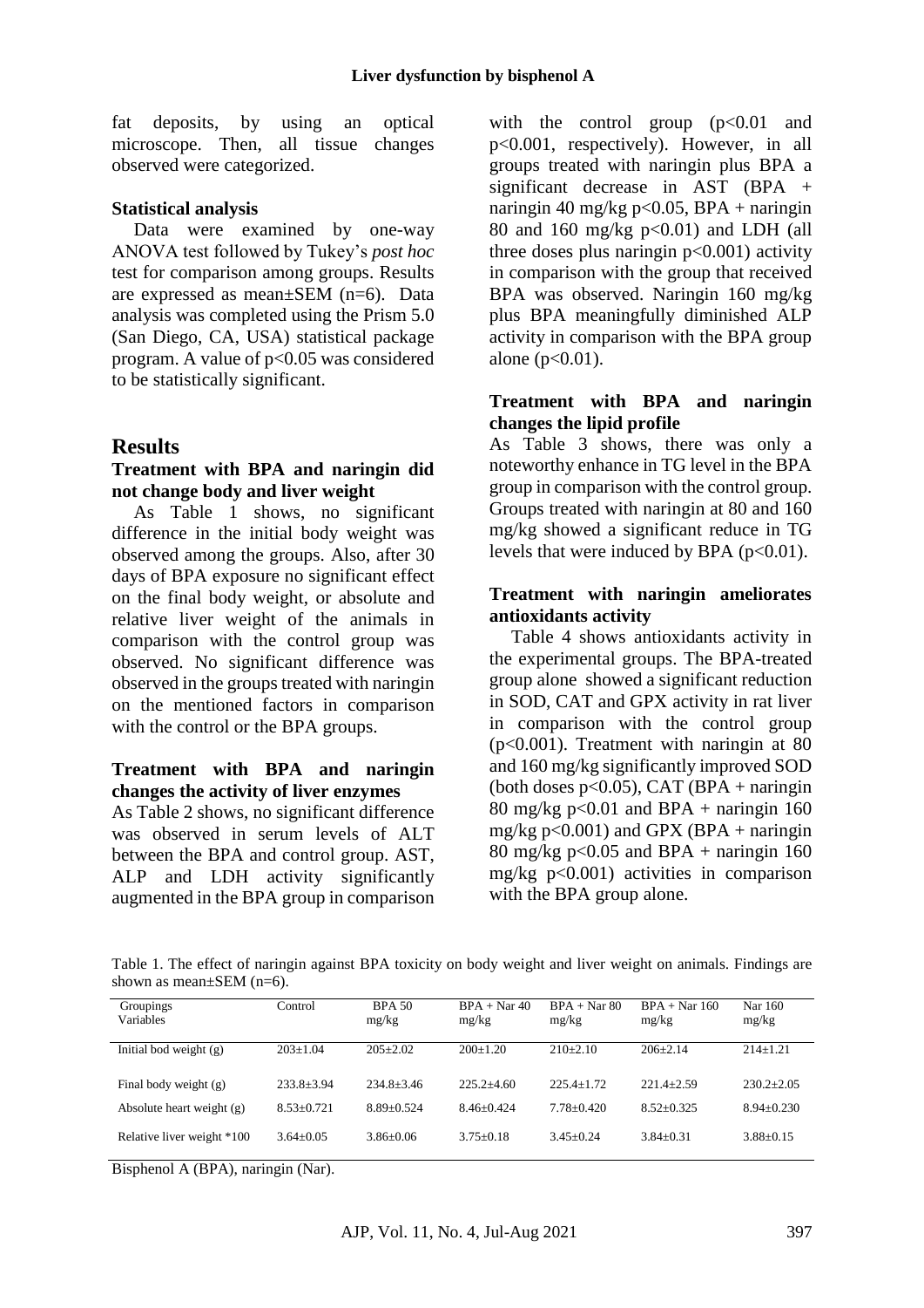fat deposits, by using an optical microscope. Then, all tissue changes observed were categorized.

### Statistical analysis

Data were examined by one-way ANOVA test followed by Tukey's *post hoc* test for comparison among groups. Results are expressed as mean±SEM (n=6). Data analysis was completed using the Prism 5.0 (San Diego, CA, USA) statistical package program. A value of $p<0.05$ was considered to be statistically significant.

## Results

### Treatment with BPA and naringin did not change body and liver weight

As Table 1 shows, no significant difference in the initial body weight was observed among the groups. Also, after 30 days of BPA exposure no significant effect on the final body weight, or absolute and relative liver weight of the animals in comparison with the control group was observed. No significant difference was observed in the groups treated with naringin on the mentioned factors in comparison with the control or the BPA groups.

### Treatment with BPA and naringin changes the activity of liver enzymes

As Table 2 shows, no significant difference was observed in serum levels of ALT between the BPA and control group. AST, ALP and LDH activity significantly augmented in the BPA group in comparison with the control group ($p<0.01$ and $p<0.001$, respectively). However, in all groups treated with naringin plus BPA a significant decrease in AST (BPA + naringin 40 mg/kg $p<0.05$, BPA + naringin 80 and 160 mg/kg $p<0.01$) and LDH (all three doses plus naringin $p<0.001$) activity in comparison with the group that received BPA was observed. Naringin 160 mg/kg plus BPA meaningfully diminished ALP activity in comparison with the BPA group alone ($p<0.01$).

### Treatment with BPA and naringin changes the lipid profile

As Table 3 shows, there was only a noteworthy enhance in TG level in the BPA group in comparison with the control group. Groups treated with naringin at 80 and 160 mg/kg showed a significant reduce in TG levels that were induced by BPA ($p<0.01$).

### Treatment with naringin ameliorates antioxidants activity

Table 4 shows antioxidants activity in the experimental groups. The BPA-treated group alone showed a significant reduction in SOD, CAT and GPX activity in rat liver in comparison with the control group ($p<0.001$). Treatment with naringin at 80 and 160 mg/kg significantly improved SOD (both doses $p<0.05$), CAT (BPA + naringin 80 mg/kg $p<0.01$ and BPA + naringin 160 mg/kg $p<0.001$) and GPX (BPA + naringin 80 mg/kg $p<0.05$ and BPA + naringin 160 mg/kg $p<0.001$) activities in comparison with the BPA group alone.

Table 1. The effect of naringin against BPA toxicity on body weight and liver weight on animals. Findings are shown as mean±SEM (n=6).

| Groupings / Variables | Control | BPA 50 mg/kg | BPA + Nar 40 mg/kg | BPA + Nar 80 mg/kg | BPA + Nar 160 mg/kg | Nar 160 mg/kg |
|---|---|---|---|---|---|---|
| Initial bod weight (g) | 203±1.04 | 205±2.02 | 200±1.20 | 210±2.10 | 206±2.14 | 214±1.21 |
| Final body weight (g) | 233.8±3.94 | 234.8±3.46 | 225.2±4.60 | 225.4±1.72 | 221.4±2.59 | 230.2±2.05 |
| Absolute heart weight (g) | 8.53±0.721 | 8.89±0.524 | 8.46±0.424 | 7.78±0.420 | 8.52±0.325 | 8.94±0.230 |
| Relative liver weight *100 | 3.64±0.05 | 3.86±0.06 | 3.75±0.18 | 3.45±0.24 | 3.84±0.31 | 3.88±0.15 |

Bisphenol A (BPA), naringin (Nar).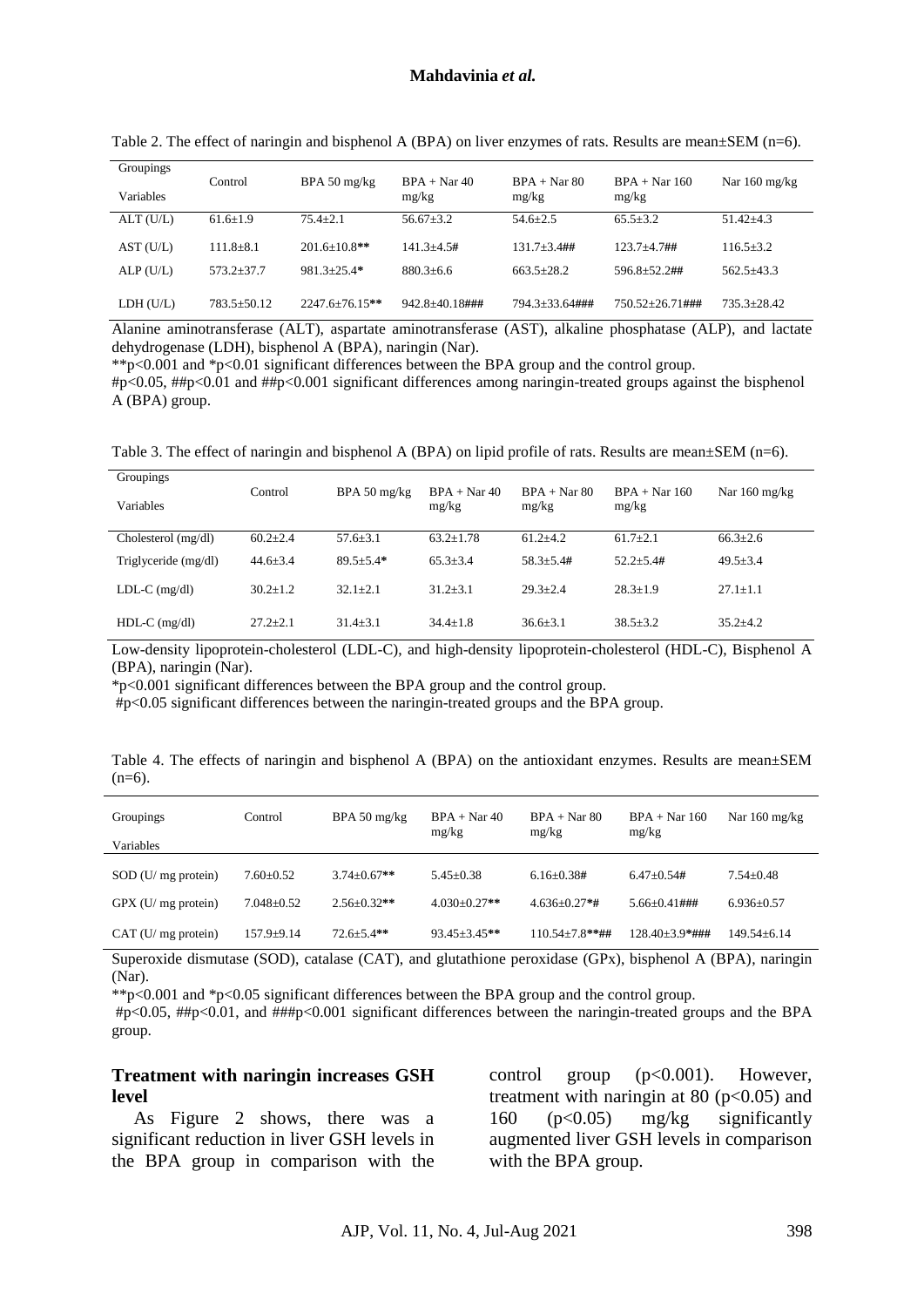Table 2. The effect of naringin and bisphenol A (BPA) on liver enzymes of rats. Results are mean±SEM (n=6).

| Groupings / Variables | Control | BPA 50 mg/kg | BPA + Nar 40 mg/kg | BPA + Nar 80 mg/kg | BPA + Nar 160 mg/kg | Nar 160 mg/kg |
|---|---|---|---|---|---|---|
| ALT (U/L) | 61.6±1.9 | 75.4±2.1 | 56.67±3.2 | 54.6±2.5 | 65.5±3.2 | 51.42±4.3 |
| AST (U/L) | 111.8±8.1 | 201.6±10.8** | 141.3±4.5# | 131.7±3.4## | 123.7±4.7## | 116.5±3.2 |
| ALP (U/L) | 573.2±37.7 | 981.3±25.4* | 880.3±6.6 | 663.5±28.2 | 596.8±52.2## | 562.5±43.3 |
| LDH (U/L) | 783.5±50.12 | 2247.6±76.15** | 942.8±40.18### | 794.3±33.64### | 750.52±26.71### | 735.3±28.42 |

Alanine aminotransferase (ALT), aspartate aminotransferase (AST), alkaline phosphatase (ALP), and lactate dehydrogenase (LDH), bisphenol A (BPA), naringin (Nar).
**p<0.001 and *p<0.01 significant differences between the BPA group and the control group.
#p<0.05, ##p<0.01 and ##p<0.001 significant differences among naringin-treated groups against the bisphenol A (BPA) group.

Table 3. The effect of naringin and bisphenol A (BPA) on lipid profile of rats. Results are mean±SEM (n=6).

| Groupings / Variables | Control | BPA 50 mg/kg | BPA + Nar 40 mg/kg | BPA + Nar 80 mg/kg | BPA + Nar 160 mg/kg | Nar 160 mg/kg |
|---|---|---|---|---|---|---|
| Cholesterol (mg/dl) | 60.2±2.4 | 57.6±3.1 | 63.2±1.78 | 61.2±4.2 | 61.7±2.1 | 66.3±2.6 |
| Triglyceride (mg/dl) | 44.6±3.4 | 89.5±5.4* | 65.3±3.4 | 58.3±5.4# | 52.2±5.4# | 49.5±3.4 |
| LDL-C (mg/dl) | 30.2±1.2 | 32.1±2.1 | 31.2±3.1 | 29.3±2.4 | 28.3±1.9 | 27.1±1.1 |
| HDL-C (mg/dl) | 27.2±2.1 | 31.4±3.1 | 34.4±1.8 | 36.6±3.1 | 38.5±3.2 | 35.2±4.2 |

Low-density lipoprotein-cholesterol (LDL-C), and high-density lipoprotein-cholesterol (HDL-C), Bisphenol A (BPA), naringin (Nar).
*p<0.001 significant differences between the BPA group and the control group.
#p<0.05 significant differences between the naringin-treated groups and the BPA group.

Table 4. The effects of naringin and bisphenol A (BPA) on the antioxidant enzymes. Results are mean±SEM (n=6).

| Groupings / Variables | Control | BPA 50 mg/kg | BPA + Nar 40 mg/kg | BPA + Nar 80 mg/kg | BPA + Nar 160 mg/kg | Nar 160 mg/kg |
|---|---|---|---|---|---|---|
| SOD (U/ mg protein) | 7.60±0.52 | 3.74±0.67** | 5.45±0.38 | 6.16±0.38# | 6.47±0.54# | 7.54±0.48 |
| GPX (U/ mg protein) | 7.048±0.52 | 2.56±0.32** | 4.030±0.27** | 4.636±0.27*# | 5.66±0.41### | 6.936±0.57 |
| CAT (U/ mg protein) | 157.9±9.14 | 72.6±5.4** | 93.45±3.45** | 110.54±7.8**## | 128.40±3.9*### | 149.54±6.14 |

Superoxide dismutase (SOD), catalase (CAT), and glutathione peroxidase (GPx), bisphenol A (BPA), naringin (Nar).
**p<0.001 and *p<0.05 significant differences between the BPA group and the control group.
#p<0.05, ##p<0.01, and ###p<0.001 significant differences between the naringin-treated groups and the BPA group.

### Treatment with naringin increases GSH level

As Figure 2 shows, there was a significant reduction in liver GSH levels in the BPA group in comparison with the control group (p<0.001). However, treatment with naringin at 80 (p<0.05) and 160 (p<0.05) mg/kg significantly augmented liver GSH levels in comparison with the BPA group.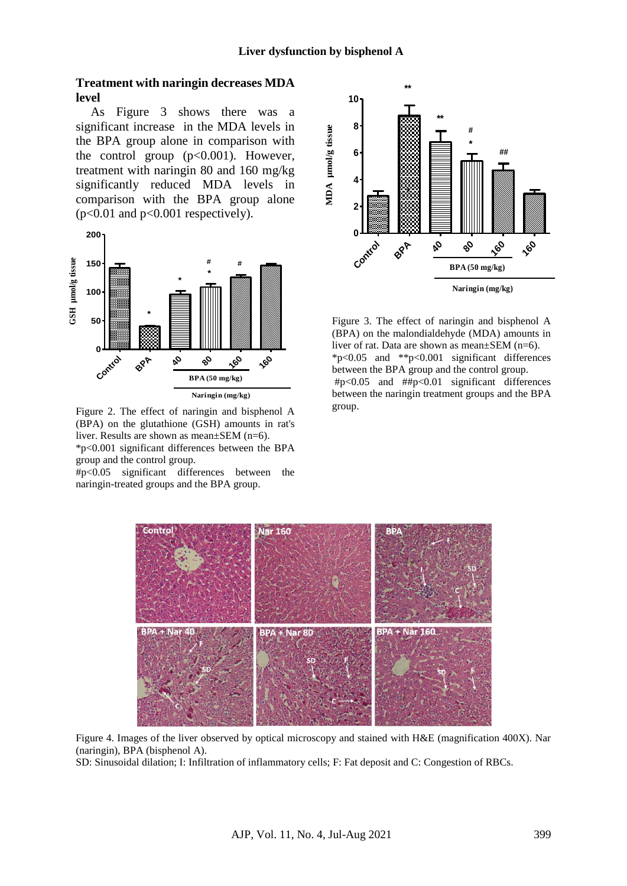### Treatment with naringin decreases MDA level

As Figure 3 shows there was a significant increase in the MDA levels in the BPA group alone in comparison with the control group ($p<0.001$). However, treatment with naringin 80 and 160 mg/kg significantly reduced MDA levels in comparison with the BPA group alone ($p<0.01$ and $p<0.001$ respectively).

Figure 2. The effect of naringin and bisphenol A (BPA) on the glutathione (GSH) amounts in rat's liver. Results are shown as mean±SEM (n=6).
*p<0.001 significant differences between the BPA group and the control group.
#p<0.05 significant differences between the naringin-treated groups and the BPA group.

Figure 3. The effect of naringin and bisphenol A (BPA) on the malondialdehyde (MDA) amounts in liver of rat. Data are shown as mean±SEM (n=6).
*p<0.05 and **p<0.001 significant differences between the BPA group and the control group.
#p<0.05 and ##p<0.01 significant differences between the naringin treatment groups and the BPA group.

Figure 4. Images of the liver observed by optical microscopy and stained with H&E (magnification 400X). Nar (naringin), BPA (bisphenol A).
SD: Sinusoidal dilation; I: Infiltration of inflammatory cells; F: Fat deposit and C: Congestion of RBCs.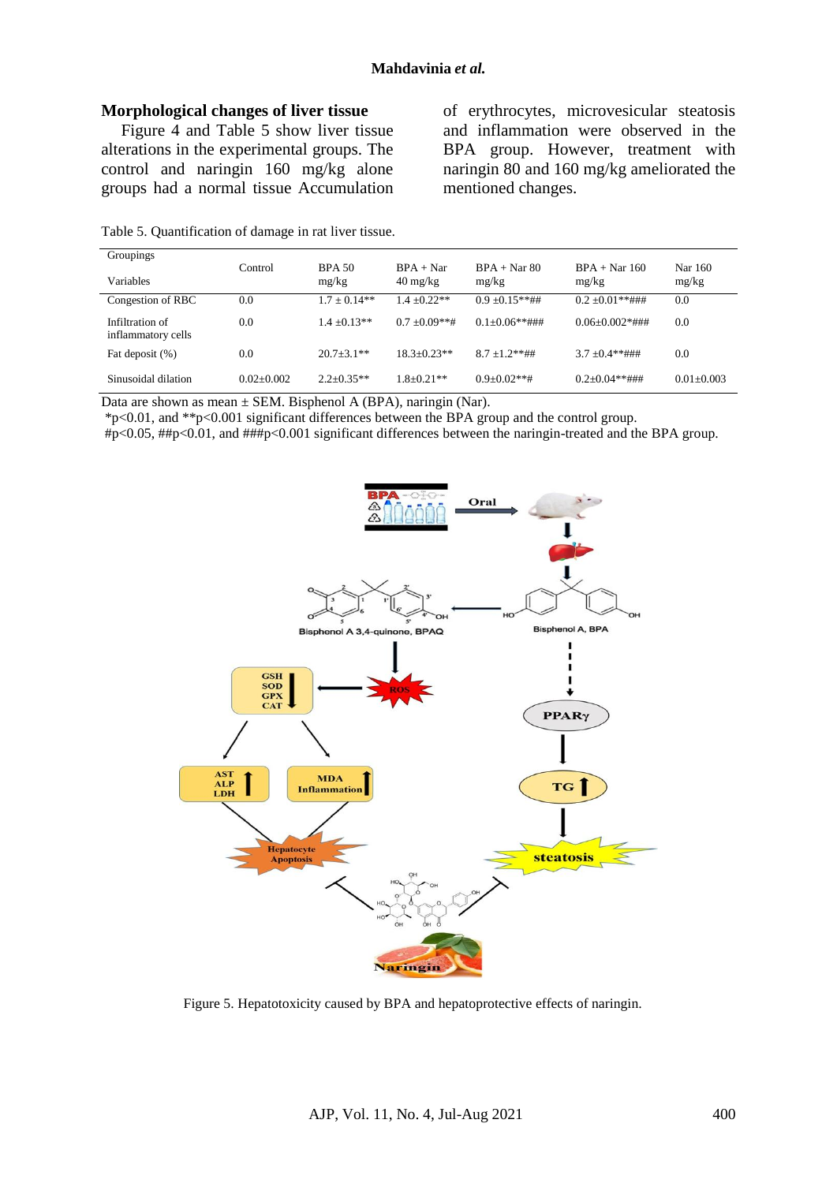### Morphological changes of liver tissue

Figure 4 and Table 5 show liver tissue alterations in the experimental groups. The control and naringin 160 mg/kg alone groups had a normal tissue Accumulation of erythrocytes, microvesicular steatosis and inflammation were observed in the BPA group. However, treatment with naringin 80 and 160 mg/kg ameliorated the mentioned changes.

Table 5. Quantification of damage in rat liver tissue.

| Groupings / Variables | Control | BPA 50 mg/kg | BPA + Nar 40 mg/kg | BPA + Nar 80 mg/kg | BPA + Nar 160 mg/kg | Nar 160 mg/kg |
|---|---|---|---|---|---|---|
| Congestion of RBC | 0.0 | 1.7 ± 0.14** | 1.4 ±0.22** | 0.9 ±0.15**## | 0.2 ±0.01**### | 0.0 |
| Infiltration of inflammatory cells | 0.0 | 1.4 ±0.13** | 0.7 ±0.09**# | 0.1±0.06**### | 0.06±0.002*### | 0.0 |
| Fat deposit (%) | 0.0 | 20.7±3.1** | 18.3±0.23** | 8.7 ±1.2**## | 3.7 ±0.4**### | 0.0 |
| Sinusoidal dilation | 0.02±0.002 | 2.2±0.35** | 1.8±0.21** | 0.9±0.02**# | 0.2±0.04**### | 0.01±0.003 |

Data are shown as mean ± SEM. Bisphenol A (BPA), naringin (Nar).
*p<0.01, and **p<0.001 significant differences between the BPA group and the control group.
#p<0.05, ##p<0.01, and ###p<0.001 significant differences between the naringin-treated and the BPA group.

Figure 5. Hepatotoxicity caused by BPA and hepatoprotective effects of naringin.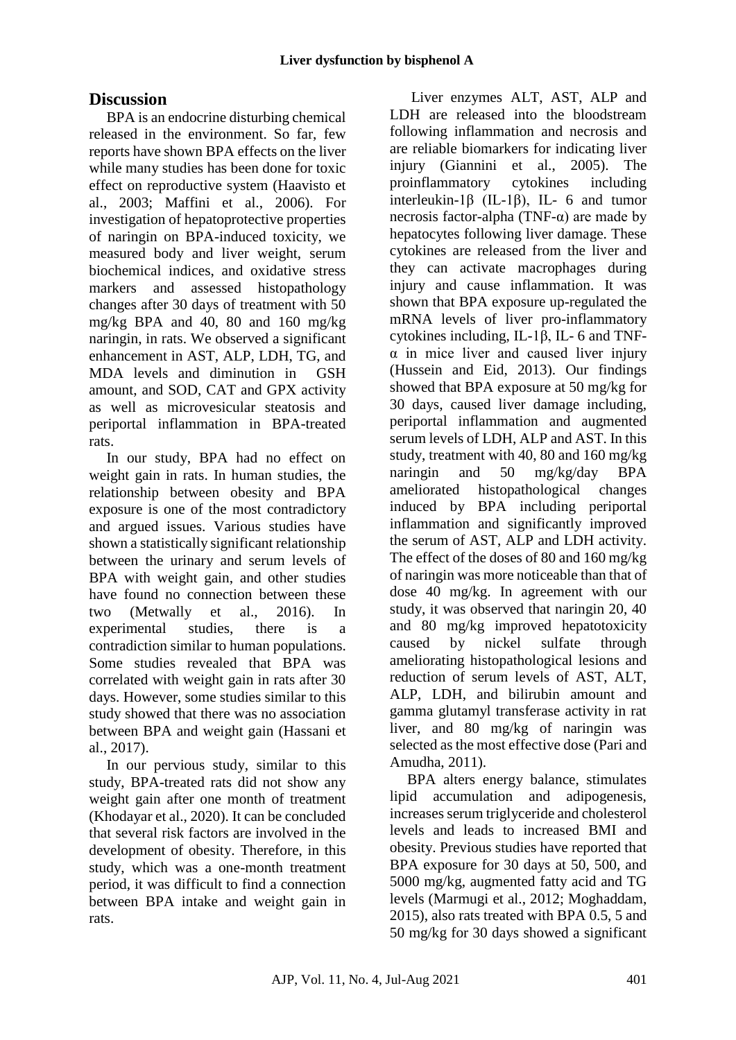## Discussion

BPA is an endocrine disturbing chemical released in the environment. So far, few reports have shown BPA effects on the liver while many studies has been done for toxic effect on reproductive system (Haavisto et al., 2003; Maffini et al., 2006). For investigation of hepatoprotective properties of naringin on BPA-induced toxicity, we measured body and liver weight, serum biochemical indices, and oxidative stress markers and assessed histopathology changes after 30 days of treatment with 50 mg/kg BPA and 40, 80 and 160 mg/kg naringin, in rats. We observed a significant enhancement in AST, ALP, LDH, TG, and MDA levels and diminution in GSH amount, and SOD, CAT and GPX activity as well as microvesicular steatosis and periportal inflammation in BPA-treated rats.

In our study, BPA had no effect on weight gain in rats. In human studies, the relationship between obesity and BPA exposure is one of the most contradictory and argued issues. Various studies have shown a statistically significant relationship between the urinary and serum levels of BPA with weight gain, and other studies have found no connection between these two (Metwally et al., 2016). In experimental studies, there is a contradiction similar to human populations. Some studies revealed that BPA was correlated with weight gain in rats after 30 days. However, some studies similar to this study showed that there was no association between BPA and weight gain (Hassani et al., 2017).

In our pervious study, similar to this study, BPA-treated rats did not show any weight gain after one month of treatment (Khodayar et al., 2020). It can be concluded that several risk factors are involved in the development of obesity. Therefore, in this study, which was a one-month treatment period, it was difficult to find a connection between BPA intake and weight gain in rats.

Liver enzymes ALT, AST, ALP and LDH are released into the bloodstream following inflammation and necrosis and are reliable biomarkers for indicating liver injury (Giannini et al., 2005). The proinflammatory cytokines including interleukin-1β (IL-1β), IL- 6 and tumor necrosis factor-alpha (TNF-α) are made by hepatocytes following liver damage. These cytokines are released from the liver and they can activate macrophages during injury and cause inflammation. It was shown that BPA exposure up-regulated the mRNA levels of liver pro-inflammatory cytokines including, IL-1β, IL- 6 and TNF-α in mice liver and caused liver injury (Hussein and Eid, 2013). Our findings showed that BPA exposure at 50 mg/kg for 30 days, caused liver damage including, periportal inflammation and augmented serum levels of LDH, ALP and AST. In this study, treatment with 40, 80 and 160 mg/kg naringin and 50 mg/kg/day BPA ameliorated histopathological changes induced by BPA including periportal inflammation and significantly improved the serum of AST, ALP and LDH activity. The effect of the doses of 80 and 160 mg/kg of naringin was more noticeable than that of dose 40 mg/kg. In agreement with our study, it was observed that naringin 20, 40 and 80 mg/kg improved hepatotoxicity caused by nickel sulfate through ameliorating histopathological lesions and reduction of serum levels of AST, ALT, ALP, LDH, and bilirubin amount and gamma glutamyl transferase activity in rat liver, and 80 mg/kg of naringin was selected as the most effective dose (Pari and Amudha, 2011).

BPA alters energy balance, stimulates lipid accumulation and adipogenesis, increases serum triglyceride and cholesterol levels and leads to increased BMI and obesity. Previous studies have reported that BPA exposure for 30 days at 50, 500, and 5000 mg/kg, augmented fatty acid and TG levels (Marmugi et al., 2012; Moghaddam, 2015), also rats treated with BPA 0.5, 5 and 50 mg/kg for 30 days showed a significant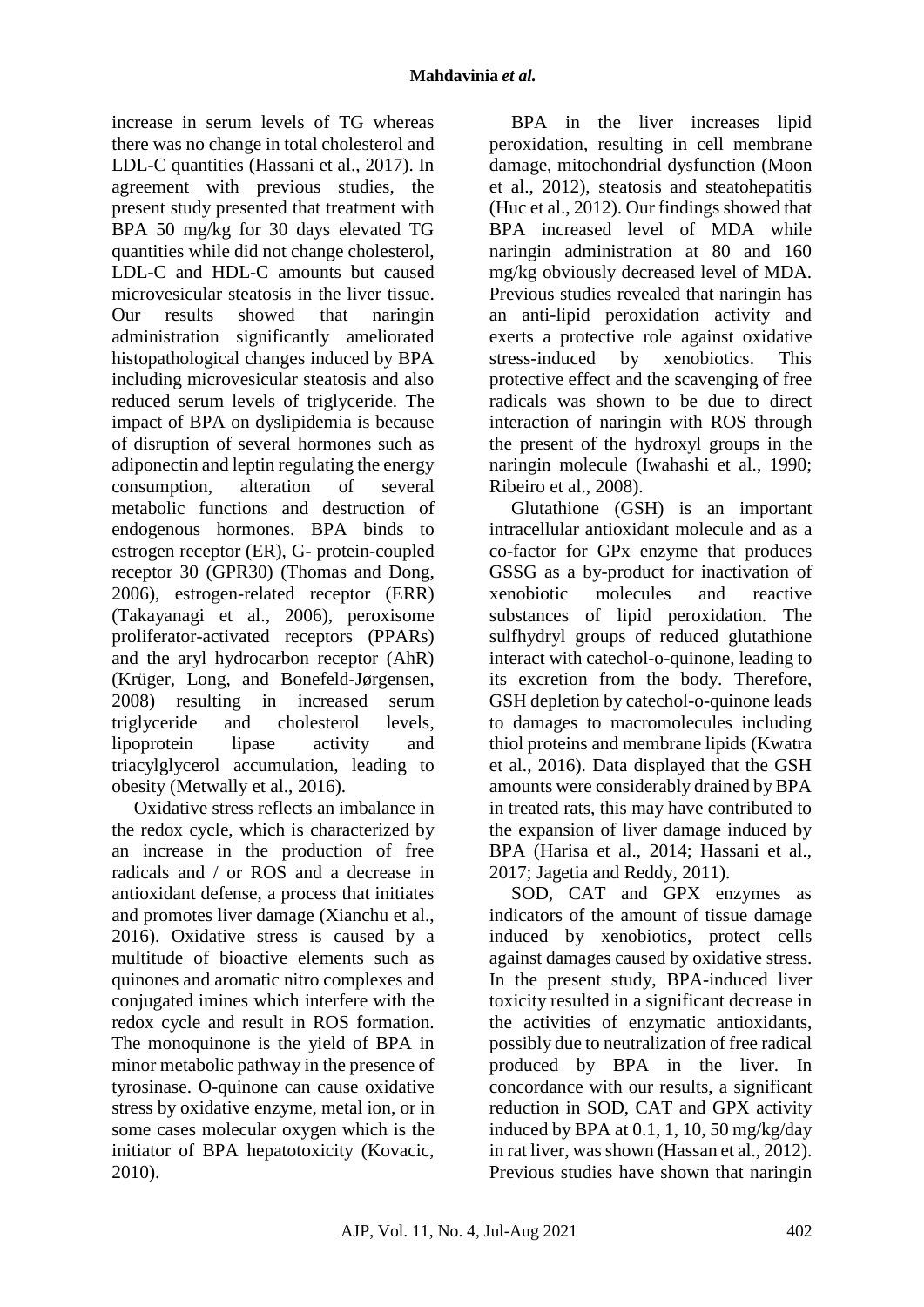increase in serum levels of TG whereas there was no change in total cholesterol and LDL-C quantities (Hassani et al., 2017). In agreement with previous studies, the present study presented that treatment with BPA 50 mg/kg for 30 days elevated TG quantities while did not change cholesterol, LDL-C and HDL-C amounts but caused microvesicular steatosis in the liver tissue. Our results showed that naringin administration significantly ameliorated histopathological changes induced by BPA including microvesicular steatosis and also reduced serum levels of triglyceride. The impact of BPA on dyslipidemia is because of disruption of several hormones such as adiponectin and leptin regulating the energy consumption, alteration of several metabolic functions and destruction of endogenous hormones. BPA binds to estrogen receptor (ER), G- protein-coupled receptor 30 (GPR30) (Thomas and Dong, 2006), estrogen-related receptor (ERR) (Takayanagi et al., 2006), peroxisome proliferator-activated receptors (PPARs) and the aryl hydrocarbon receptor (AhR) (Krüger, Long, and Bonefeld-Jørgensen, 2008) resulting in increased serum triglyceride and cholesterol levels, lipoprotein lipase activity and triacylglycerol accumulation, leading to obesity (Metwally et al., 2016).

Oxidative stress reflects an imbalance in the redox cycle, which is characterized by an increase in the production of free radicals and / or ROS and a decrease in antioxidant defense, a process that initiates and promotes liver damage (Xianchu et al., 2016). Oxidative stress is caused by a multitude of bioactive elements such as quinones and aromatic nitro complexes and conjugated imines which interfere with the redox cycle and result in ROS formation. The monoquinone is the yield of BPA in minor metabolic pathway in the presence of tyrosinase. O-quinone can cause oxidative stress by oxidative enzyme, metal ion, or in some cases molecular oxygen which is the initiator of BPA hepatotoxicity (Kovacic, 2010).

BPA in the liver increases lipid peroxidation, resulting in cell membrane damage, mitochondrial dysfunction (Moon et al., 2012), steatosis and steatohepatitis (Huc et al., 2012). Our findings showed that BPA increased level of MDA while naringin administration at 80 and 160 mg/kg obviously decreased level of MDA. Previous studies revealed that naringin has an anti-lipid peroxidation activity and exerts a protective role against oxidative stress-induced by xenobiotics. This protective effect and the scavenging of free radicals was shown to be due to direct interaction of naringin with ROS through the present of the hydroxyl groups in the naringin molecule (Iwahashi et al., 1990; Ribeiro et al., 2008).

Glutathione (GSH) is an important intracellular antioxidant molecule and as a co-factor for GPx enzyme that produces GSSG as a by-product for inactivation of xenobiotic molecules and reactive substances of lipid peroxidation. The sulfhydryl groups of reduced glutathione interact with catechol-o-quinone, leading to its excretion from the body. Therefore, GSH depletion by catechol-o-quinone leads to damages to macromolecules including thiol proteins and membrane lipids (Kwatra et al., 2016). Data displayed that the GSH amounts were considerably drained by BPA in treated rats, this may have contributed to the expansion of liver damage induced by BPA (Harisa et al., 2014; Hassani et al., 2017; Jagetia and Reddy, 2011).

SOD, CAT and GPX enzymes as indicators of the amount of tissue damage induced by xenobiotics, protect cells against damages caused by oxidative stress. In the present study, BPA-induced liver toxicity resulted in a significant decrease in the activities of enzymatic antioxidants, possibly due to neutralization of free radical produced by BPA in the liver. In concordance with our results, a significant reduction in SOD, CAT and GPX activity induced by BPA at 0.1, 1, 10, 50 mg/kg/day in rat liver, was shown (Hassan et al., 2012). Previous studies have shown that naringin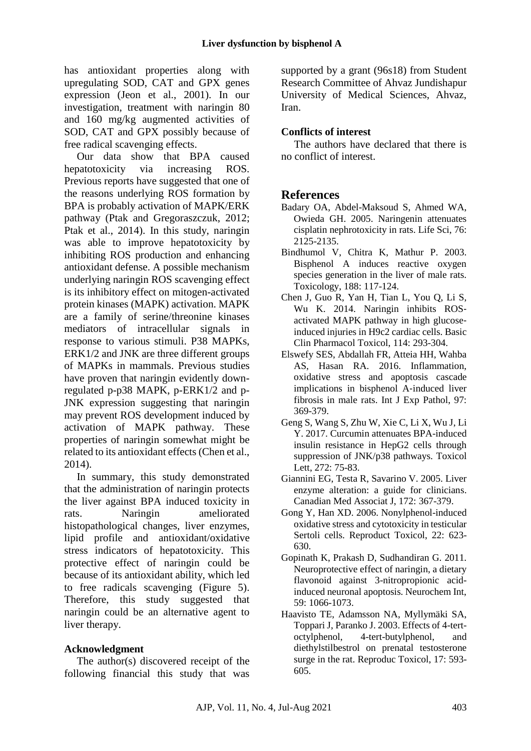has antioxidant properties along with upregulating SOD, CAT and GPX genes expression (Jeon et al., 2001). In our investigation, treatment with naringin 80 and 160 mg/kg augmented activities of SOD, CAT and GPX possibly because of free radical scavenging effects.

Our data show that BPA caused hepatotoxicity via increasing ROS. Previous reports have suggested that one of the reasons underlying ROS formation by BPA is probably activation of MAPK/ERK pathway (Ptak and Gregoraszczuk, 2012; Ptak et al., 2014). In this study, naringin was able to improve hepatotoxicity by inhibiting ROS production and enhancing antioxidant defense. A possible mechanism underlying naringin ROS scavenging effect is its inhibitory effect on mitogen-activated protein kinases (MAPK) activation. MAPK are a family of serine/threonine kinases mediators of intracellular signals in response to various stimuli. P38 MAPKs, ERK1/2 and JNK are three different groups of MAPKs in mammals. Previous studies have proven that naringin evidently down-regulated p-p38 MAPK, p-ERK1/2 and p-JNK expression suggesting that naringin may prevent ROS development induced by activation of MAPK pathway. These properties of naringin somewhat might be related to its antioxidant effects (Chen et al., 2014).

In summary, this study demonstrated that the administration of naringin protects the liver against BPA induced toxicity in rats. Naringin ameliorated histopathological changes, liver enzymes, lipid profile and antioxidant/oxidative stress indicators of hepatotoxicity. This protective effect of naringin could be because of its antioxidant ability, which led to free radicals scavenging (Figure 5). Therefore, this study suggested that naringin could be an alternative agent to liver therapy.

### Acknowledgment

The author(s) discovered receipt of the following financial this study that was supported by a grant (96s18) from Student Research Committee of Ahvaz Jundishapur University of Medical Sciences, Ahvaz, Iran.

### Conflicts of interest

The authors have declared that there is no conflict of interest.

## References

Badary OA, Abdel-Maksoud S, Ahmed WA, Owieda GH. 2005. Naringenin attenuates cisplatin nephrotoxicity in rats. Life Sci, 76: 2125-2135.

Bindhumol V, Chitra K, Mathur P. 2003. Bisphenol A induces reactive oxygen species generation in the liver of male rats. Toxicology, 188: 117-124.

Chen J, Guo R, Yan H, Tian L, You Q, Li S, Wu K. 2014. Naringin inhibits ROS-activated MAPK pathway in high glucose-induced injuries in H9c2 cardiac cells. Basic Clin Pharmacol Toxicol, 114: 293-304.

Elswefy SES, Abdallah FR, Atteia HH, Wahba AS, Hasan RA. 2016. Inflammation, oxidative stress and apoptosis cascade implications in bisphenol A-induced liver fibrosis in male rats. Int J Exp Pathol, 97: 369-379.

Geng S, Wang S, Zhu W, Xie C, Li X, Wu J, Li Y. 2017. Curcumin attenuates BPA-induced insulin resistance in HepG2 cells through suppression of JNK/p38 pathways. Toxicol Lett, 272: 75-83.

Giannini EG, Testa R, Savarino V. 2005. Liver enzyme alteration: a guide for clinicians. Canadian Med Associat J, 172: 367-379.

Gong Y, Han XD. 2006. Nonylphenol-induced oxidative stress and cytotoxicity in testicular Sertoli cells. Reproduct Toxicol, 22: 623-630.

Gopinath K, Prakash D, Sudhandiran G. 2011. Neuroprotective effect of naringin, a dietary flavonoid against 3-nitropropionic acid-induced neuronal apoptosis. Neurochem Int, 59: 1066-1073.

Haavisto TE, Adamsson NA, Myllymäki SA, Toppari J, Paranko J. 2003. Effects of 4-tert-octylphenol, 4-tert-butylphenol, and diethylstilbestrol on prenatal testosterone surge in the rat. Reproduc Toxicol, 17: 593-605.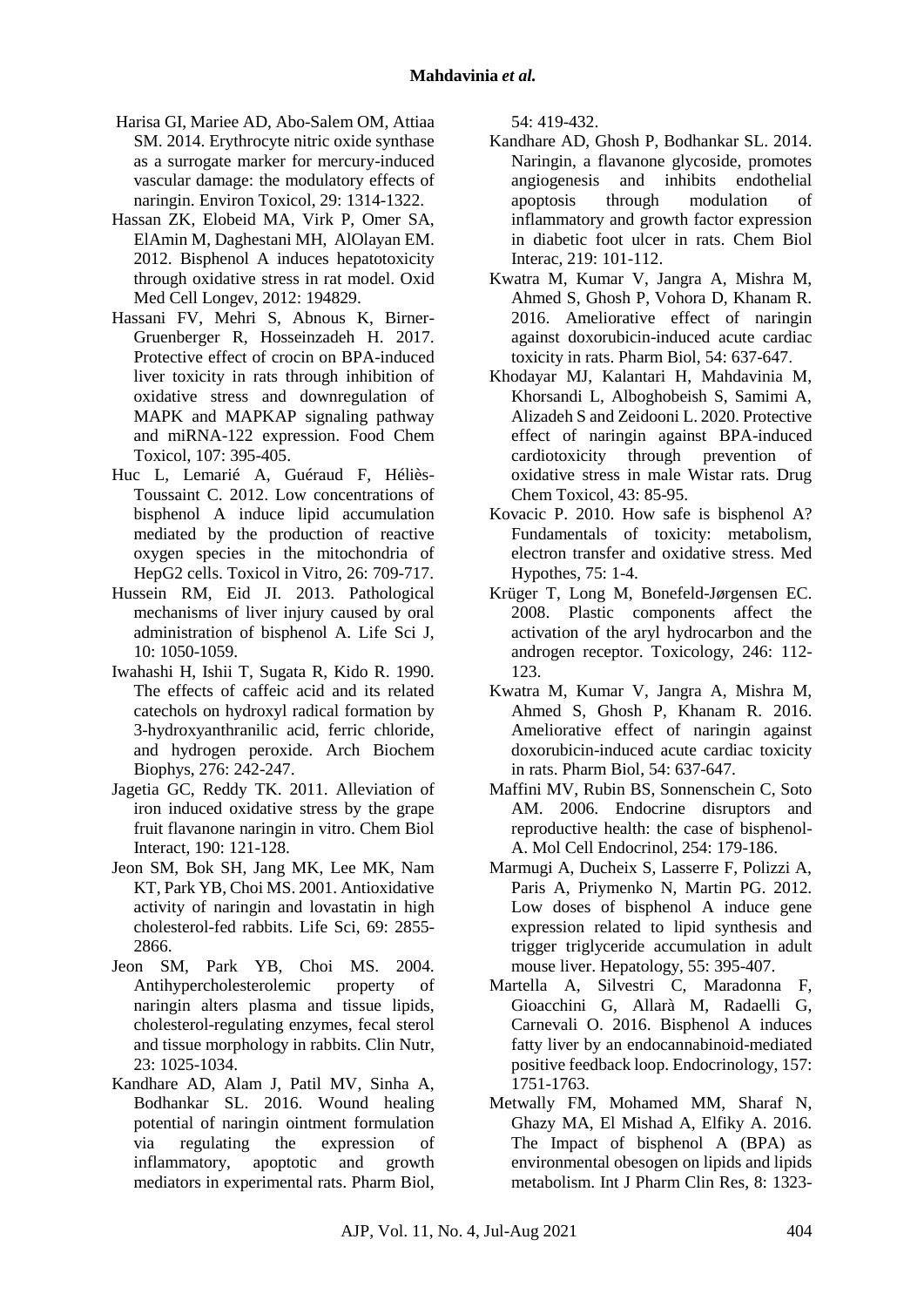Harisa GI, Mariee AD, Abo-Salem OM, Attiaa SM. 2014. Erythrocyte nitric oxide synthase as a surrogate marker for mercury-induced vascular damage: the modulatory effects of naringin. Environ Toxicol, 29: 1314-1322.

Hassan ZK, Elobeid MA, Virk P, Omer SA, ElAmin M, Daghestani MH, AlOlayan EM. 2012. Bisphenol A induces hepatotoxicity through oxidative stress in rat model. Oxid Med Cell Longev, 2012: 194829.

Hassani FV, Mehri S, Abnous K, Birner-Gruenberger R, Hosseinzadeh H. 2017. Protective effect of crocin on BPA-induced liver toxicity in rats through inhibition of oxidative stress and downregulation of MAPK and MAPKAP signaling pathway and miRNA-122 expression. Food Chem Toxicol, 107: 395-405.

Huc L, Lemarié A, Guéraud F, Héliès-Toussaint C. 2012. Low concentrations of bisphenol A induce lipid accumulation mediated by the production of reactive oxygen species in the mitochondria of HepG2 cells. Toxicol in Vitro, 26: 709-717.

Hussein RM, Eid JI. 2013. Pathological mechanisms of liver injury caused by oral administration of bisphenol A. Life Sci J, 10: 1050-1059.

Iwahashi H, Ishii T, Sugata R, Kido R. 1990. The effects of caffeic acid and its related catechols on hydroxyl radical formation by 3-hydroxyanthranilic acid, ferric chloride, and hydrogen peroxide. Arch Biochem Biophys, 276: 242-247.

Jagetia GC, Reddy TK. 2011. Alleviation of iron induced oxidative stress by the grape fruit flavanone naringin in vitro. Chem Biol Interact, 190: 121-128.

Jeon SM, Bok SH, Jang MK, Lee MK, Nam KT, Park YB, Choi MS. 2001. Antioxidative activity of naringin and lovastatin in high cholesterol-fed rabbits. Life Sci, 69: 2855-2866.

Jeon SM, Park YB, Choi MS. 2004. Antihypercholesterolemic property of naringin alters plasma and tissue lipids, cholesterol-regulating enzymes, fecal sterol and tissue morphology in rabbits. Clin Nutr, 23: 1025-1034.

Kandhare AD, Alam J, Patil MV, Sinha A, Bodhankar SL. 2016. Wound healing potential of naringin ointment formulation via regulating the expression of inflammatory, apoptotic and growth mediators in experimental rats. Pharm Biol, 54: 419-432.

Kandhare AD, Ghosh P, Bodhankar SL. 2014. Naringin, a flavanone glycoside, promotes angiogenesis and inhibits endothelial apoptosis through modulation of inflammatory and growth factor expression in diabetic foot ulcer in rats. Chem Biol Interac, 219: 101-112.

Kwatra M, Kumar V, Jangra A, Mishra M, Ahmed S, Ghosh P, Vohora D, Khanam R. 2016. Ameliorative effect of naringin against doxorubicin-induced acute cardiac toxicity in rats. Pharm Biol, 54: 637-647.

Khodayar MJ, Kalantari H, Mahdavinia M, Khorsandi L, Alboghobeish S, Samimi A, Alizadeh S and Zeidooni L. 2020. Protective effect of naringin against BPA-induced cardiotoxicity through prevention of oxidative stress in male Wistar rats. Drug Chem Toxicol, 43: 85-95.

Kovacic P. 2010. How safe is bisphenol A? Fundamentals of toxicity: metabolism, electron transfer and oxidative stress. Med Hypothes, 75: 1-4.

Krüger T, Long M, Bonefeld-Jørgensen EC. 2008. Plastic components affect the activation of the aryl hydrocarbon and the androgen receptor. Toxicology, 246: 112-123.

Kwatra M, Kumar V, Jangra A, Mishra M, Ahmed S, Ghosh P, Khanam R. 2016. Ameliorative effect of naringin against doxorubicin-induced acute cardiac toxicity in rats. Pharm Biol, 54: 637-647.

Maffini MV, Rubin BS, Sonnenschein C, Soto AM. 2006. Endocrine disruptors and reproductive health: the case of bisphenol-A. Mol Cell Endocrinol, 254: 179-186.

Marmugi A, Ducheix S, Lasserre F, Polizzi A, Paris A, Priymenko N, Martin PG. 2012. Low doses of bisphenol A induce gene expression related to lipid synthesis and trigger triglyceride accumulation in adult mouse liver. Hepatology, 55: 395-407.

Martella A, Silvestri C, Maradonna F, Gioacchini G, Allarà M, Radaelli G, Carnevali O. 2016. Bisphenol A induces fatty liver by an endocannabinoid-mediated positive feedback loop. Endocrinology, 157: 1751-1763.

Metwally FM, Mohamed MM, Sharaf N, Ghazy MA, El Mishad A, Elfiky A. 2016. The Impact of bisphenol A (BPA) as environmental obesogen on lipids and lipids metabolism. Int J Pharm Clin Res, 8: 1323-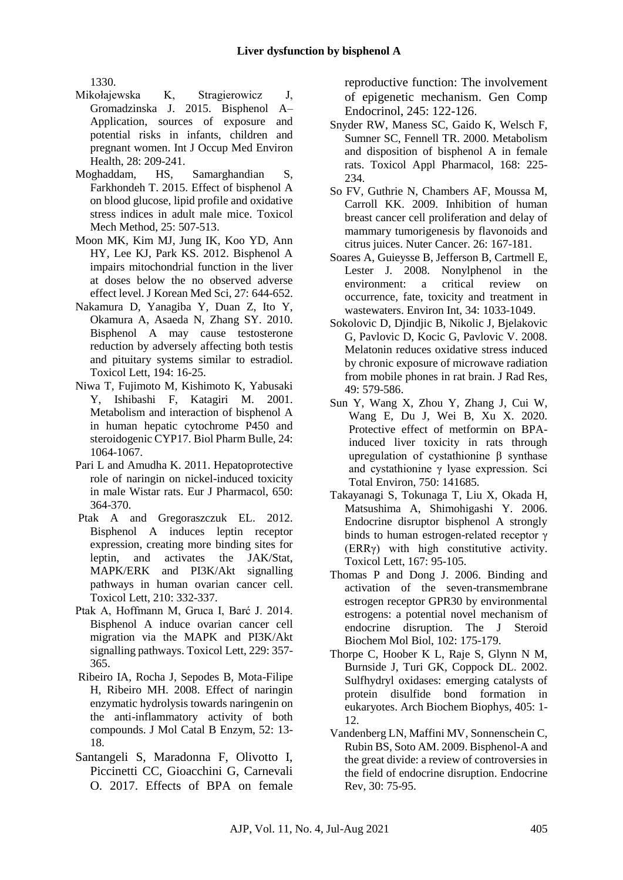1330.

Mikołajewska K, Stragierowicz J, Gromadzinska J. 2015. Bisphenol A– Application, sources of exposure and potential risks in infants, children and pregnant women. Int J Occup Med Environ Health, 28: 209-241.

Moghaddam, HS, Samarghandian S, Farkhondeh T. 2015. Effect of bisphenol A on blood glucose, lipid profile and oxidative stress indices in adult male mice. Toxicol Mech Method, 25: 507-513.

Moon MK, Kim MJ, Jung IK, Koo YD, Ann HY, Lee KJ, Park KS. 2012. Bisphenol A impairs mitochondrial function in the liver at doses below the no observed adverse effect level. J Korean Med Sci, 27: 644-652.

Nakamura D, Yanagiba Y, Duan Z, Ito Y, Okamura A, Asaeda N, Zhang SY. 2010. Bisphenol A may cause testosterone reduction by adversely affecting both testis and pituitary systems similar to estradiol. Toxicol Lett, 194: 16-25.

Niwa T, Fujimoto M, Kishimoto K, Yabusaki Y, Ishibashi F, Katagiri M. 2001. Metabolism and interaction of bisphenol A in human hepatic cytochrome P450 and steroidogenic CYP17. Biol Pharm Bulle, 24: 1064-1067.

Pari L and Amudha K. 2011. Hepatoprotective role of naringin on nickel-induced toxicity in male Wistar rats. Eur J Pharmacol, 650: 364-370.

Ptak A and Gregoraszczuk EL. 2012. Bisphenol A induces leptin receptor expression, creating more binding sites for leptin, and activates the JAK/Stat, MAPK/ERK and PI3K/Akt signalling pathways in human ovarian cancer cell. Toxicol Lett, 210: 332-337.

Ptak A, Hoffmann M, Gruca I, Barć J. 2014. Bisphenol A induce ovarian cancer cell migration via the MAPK and PI3K/Akt signalling pathways. Toxicol Lett, 229: 357-365.

Ribeiro IA, Rocha J, Sepodes B, Mota-Filipe H, Ribeiro MH. 2008. Effect of naringin enzymatic hydrolysis towards naringenin on the anti-inflammatory activity of both compounds. J Mol Catal B Enzym, 52: 13-18.

Santangeli S, Maradonna F, Olivotto I, Piccinetti CC, Gioacchini G, Carnevali O. 2017. Effects of BPA on female reproductive function: The involvement of epigenetic mechanism. Gen Comp Endocrinol, 245: 122-126.

Snyder RW, Maness SC, Gaido K, Welsch F, Sumner SC, Fennell TR. 2000. Metabolism and disposition of bisphenol A in female rats. Toxicol Appl Pharmacol, 168: 225-234.

So FV, Guthrie N, Chambers AF, Moussa M, Carroll KK. 2009. Inhibition of human breast cancer cell proliferation and delay of mammary tumorigenesis by flavonoids and citrus juices. Nuter Cancer. 26: 167-181.

Soares A, Guieysse B, Jefferson B, Cartmell E, Lester J. 2008. Nonylphenol in the environment: a critical review on occurrence, fate, toxicity and treatment in wastewaters. Environ Int, 34: 1033-1049.

Sokolovic D, Djindjic B, Nikolic J, Bjelakovic G, Pavlovic D, Kocic G, Pavlovic V. 2008. Melatonin reduces oxidative stress induced by chronic exposure of microwave radiation from mobile phones in rat brain. J Rad Res, 49: 579-586.

Sun Y, Wang X, Zhou Y, Zhang J, Cui W, Wang E, Du J, Wei B, Xu X. 2020. Protective effect of metformin on BPA-induced liver toxicity in rats through upregulation of cystathionine β synthase and cystathionine γ lyase expression. Sci Total Environ, 750: 141685.

Takayanagi S, Tokunaga T, Liu X, Okada H, Matsushima A, Shimohigashi Y. 2006. Endocrine disruptor bisphenol A strongly binds to human estrogen-related receptor γ (ERRγ) with high constitutive activity. Toxicol Lett, 167: 95-105.

Thomas P and Dong J. 2006. Binding and activation of the seven-transmembrane estrogen receptor GPR30 by environmental estrogens: a potential novel mechanism of endocrine disruption. The J Steroid Biochem Mol Biol, 102: 175-179.

Thorpe C, Hoober K L, Raje S, Glynn N M, Burnside J, Turi GK, Coppock DL. 2002. Sulfhydryl oxidases: emerging catalysts of protein disulfide bond formation in eukaryotes. Arch Biochem Biophys, 405: 1-12.

Vandenberg LN, Maffini MV, Sonnenschein C, Rubin BS, Soto AM. 2009. Bisphenol-A and the great divide: a review of controversies in the field of endocrine disruption. Endocrine Rev, 30: 75-95.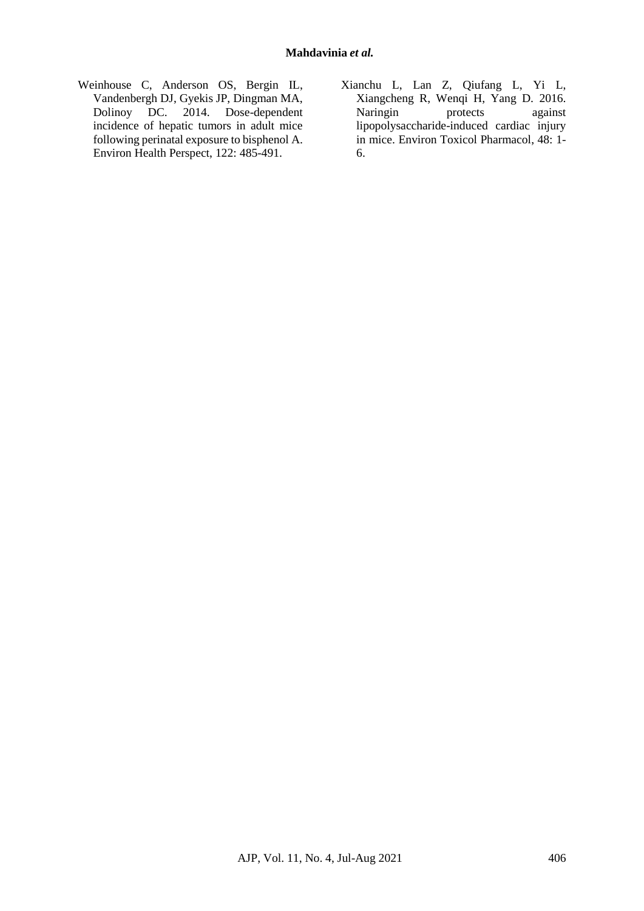Weinhouse C, Anderson OS, Bergin IL, Vandenbergh DJ, Gyekis JP, Dingman MA, Dolinoy DC. 2014. Dose-dependent incidence of hepatic tumors in adult mice following perinatal exposure to bisphenol A. Environ Health Perspect, 122: 485-491.

Xianchu L, Lan Z, Qiufang L, Yi L, Xiangcheng R, Wenqi H, Yang D. 2016. Naringin protects against lipopolysaccharide-induced cardiac injury in mice. Environ Toxicol Pharmacol, 48: 1-6.